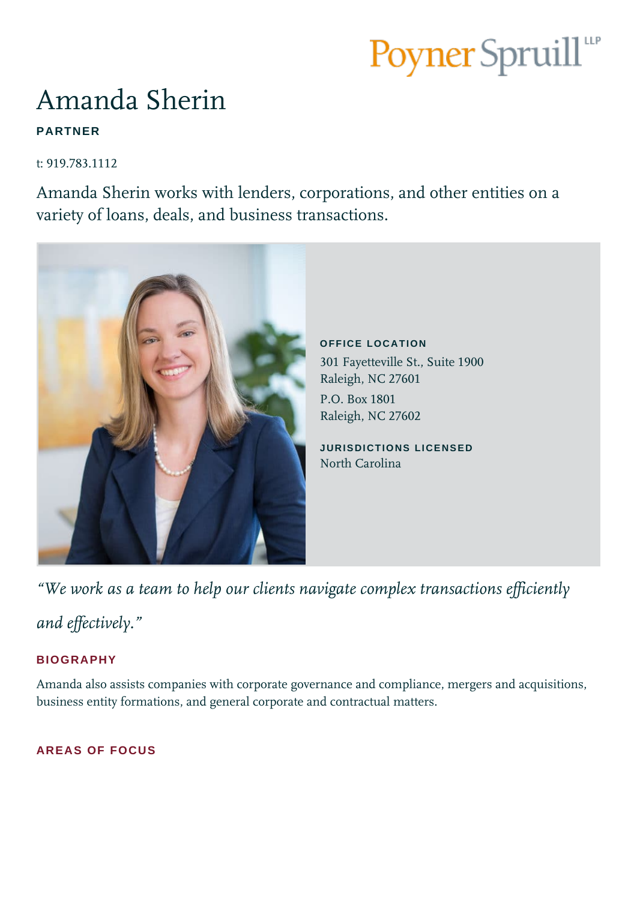Poyner Spruill LLP

# Amanda Sherin

**PARTNER**

t: 919.783.1112

Amanda Sherin works with lenders, corporations, and other entities on a variety of loans, deals, and business transactions.

**OFFICE LOCATION**

301 Fayetteville St., Suite 1900
Raleigh, NC 27601

P.O. Box 1801
Raleigh, NC 27602

**JURISDICTIONS LICENSED**

North Carolina

*"We work as a team to help our clients navigate complex transactions efficiently and effectively."*

## BIOGRAPHY

Amanda also assists companies with corporate governance and compliance, mergers and acquisitions, business entity formations, and general corporate and contractual matters.

## AREAS OF FOCUS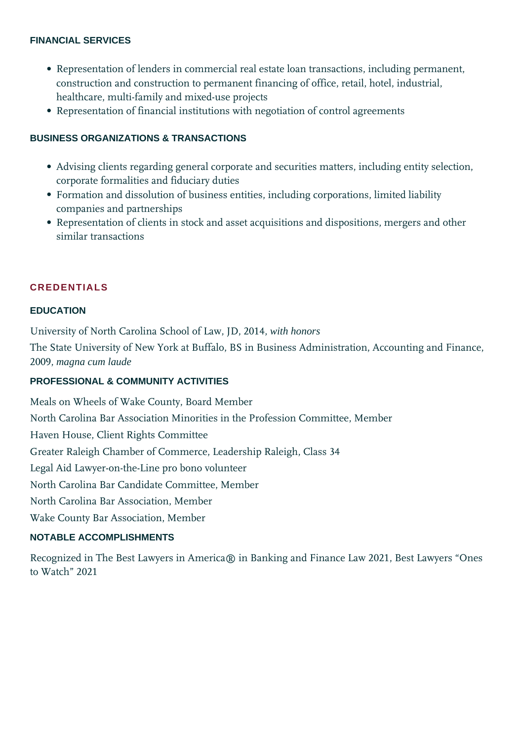### FINANCIAL SERVICES

- Representation of lenders in commercial real estate loan transactions, including permanent, construction and construction to permanent financing of office, retail, hotel, industrial, healthcare, multi-family and mixed-use projects
- Representation of financial institutions with negotiation of control agreements

### BUSINESS ORGANIZATIONS & TRANSACTIONS

- Advising clients regarding general corporate and securities matters, including entity selection, corporate formalities and fiduciary duties
- Formation and dissolution of business entities, including corporations, limited liability companies and partnerships
- Representation of clients in stock and asset acquisitions and dispositions, mergers and other similar transactions

## CREDENTIALS

### EDUCATION

University of North Carolina School of Law, JD, 2014, *with honors*

The State University of New York at Buffalo, BS in Business Administration, Accounting and Finance, 2009, *magna cum laude*

### PROFESSIONAL & COMMUNITY ACTIVITIES

Meals on Wheels of Wake County, Board Member

North Carolina Bar Association Minorities in the Profession Committee, Member

Haven House, Client Rights Committee

Greater Raleigh Chamber of Commerce, Leadership Raleigh, Class 34

Legal Aid Lawyer-on-the-Line pro bono volunteer

North Carolina Bar Candidate Committee, Member

North Carolina Bar Association, Member

Wake County Bar Association, Member

### NOTABLE ACCOMPLISHMENTS

Recognized in The Best Lawyers in America® in Banking and Finance Law 2021, Best Lawyers "Ones to Watch" 2021